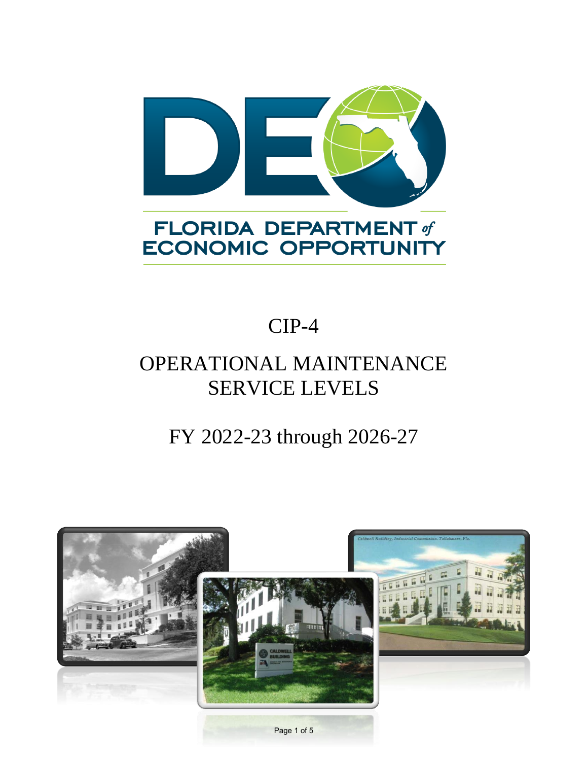FLORIDA DEPARTMENT of ECONOMIC OPPORTUNITY

# CIP-4

# OPERATIONAL MAINTENANCE SERVICE LEVELS

## FY 2022-23 through 2026-27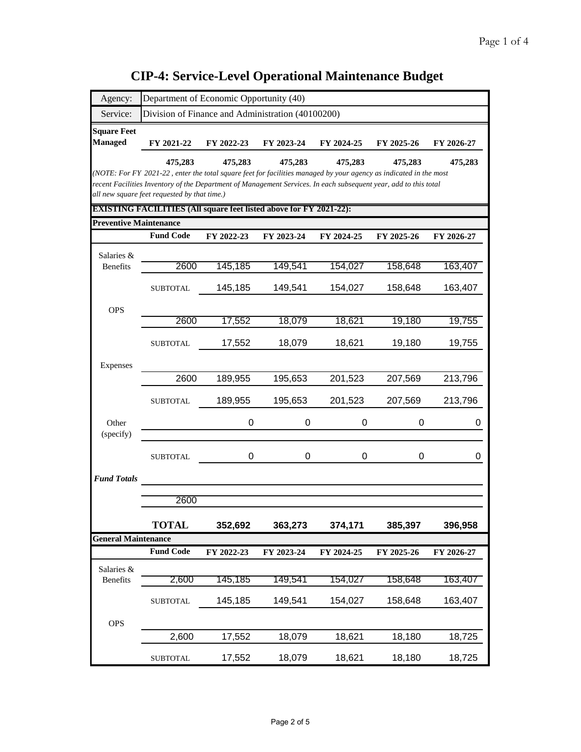# CIP-4: Service-Level Operational Maintenance Budget

| Agency: | Department of Economic Opportunity (40) |
|---|---|
| Service: | Division of Finance and Administration (40100200) |

| **Square Feet Managed** | **FY 2021-22** | **FY 2022-23** | **FY 2023-24** | **FY 2024-25** | **FY 2025-26** | **FY 2026-27** |
|---|---|---|---|---|---|---|
| | **475,283** | **475,283** | **475,283** | **475,283** | **475,283** | **475,283** |

*(NOTE: For FY 2021-22 , enter the total square feet for facilities managed by your agency as indicated in the most recent Facilities Inventory of the Department of Management Services. In each subsequent year, add to this total all new square feet requested by that time.)*

**EXISTING FACILITIES (All square feet listed above for FY 2021-22):**

**Preventive Maintenance**

| | **Fund Code** | **FY 2022-23** | **FY 2023-24** | **FY 2024-25** | **FY 2025-26** | **FY 2026-27** |
|---|---|---|---|---|---|---|
| Salaries & Benefits | 2600 | 145,185 | 149,541 | 154,027 | 158,648 | 163,407 |
| | SUBTOTAL | 145,185 | 149,541 | 154,027 | 158,648 | 163,407 |
| OPS | 2600 | 17,552 | 18,079 | 18,621 | 19,180 | 19,755 |
| | SUBTOTAL | 17,552 | 18,079 | 18,621 | 19,180 | 19,755 |
| Expenses | 2600 | 189,955 | 195,653 | 201,523 | 207,569 | 213,796 |
| | SUBTOTAL | 189,955 | 195,653 | 201,523 | 207,569 | 213,796 |
| Other (specify) | | 0 | 0 | 0 | 0 | 0 |
| | SUBTOTAL | 0 | 0 | 0 | 0 | 0 |
| *Fund Totals* | | | | | | |
| | 2600 | | | | | |
| | **TOTAL** | **352,692** | **363,273** | **374,171** | **385,397** | **396,958** |

**General Maintenance**

| | **Fund Code** | **FY 2022-23** | **FY 2023-24** | **FY 2024-25** | **FY 2025-26** | **FY 2026-27** |
|---|---|---|---|---|---|---|
| Salaries & Benefits | 2,600 | 145,185 | 149,541 | 154,027 | 158,648 | 163,407 |
| | SUBTOTAL | 145,185 | 149,541 | 154,027 | 158,648 | 163,407 |
| OPS | 2,600 | 17,552 | 18,079 | 18,621 | 18,180 | 18,725 |
| | SUBTOTAL | 17,552 | 18,079 | 18,621 | 18,180 | 18,725 |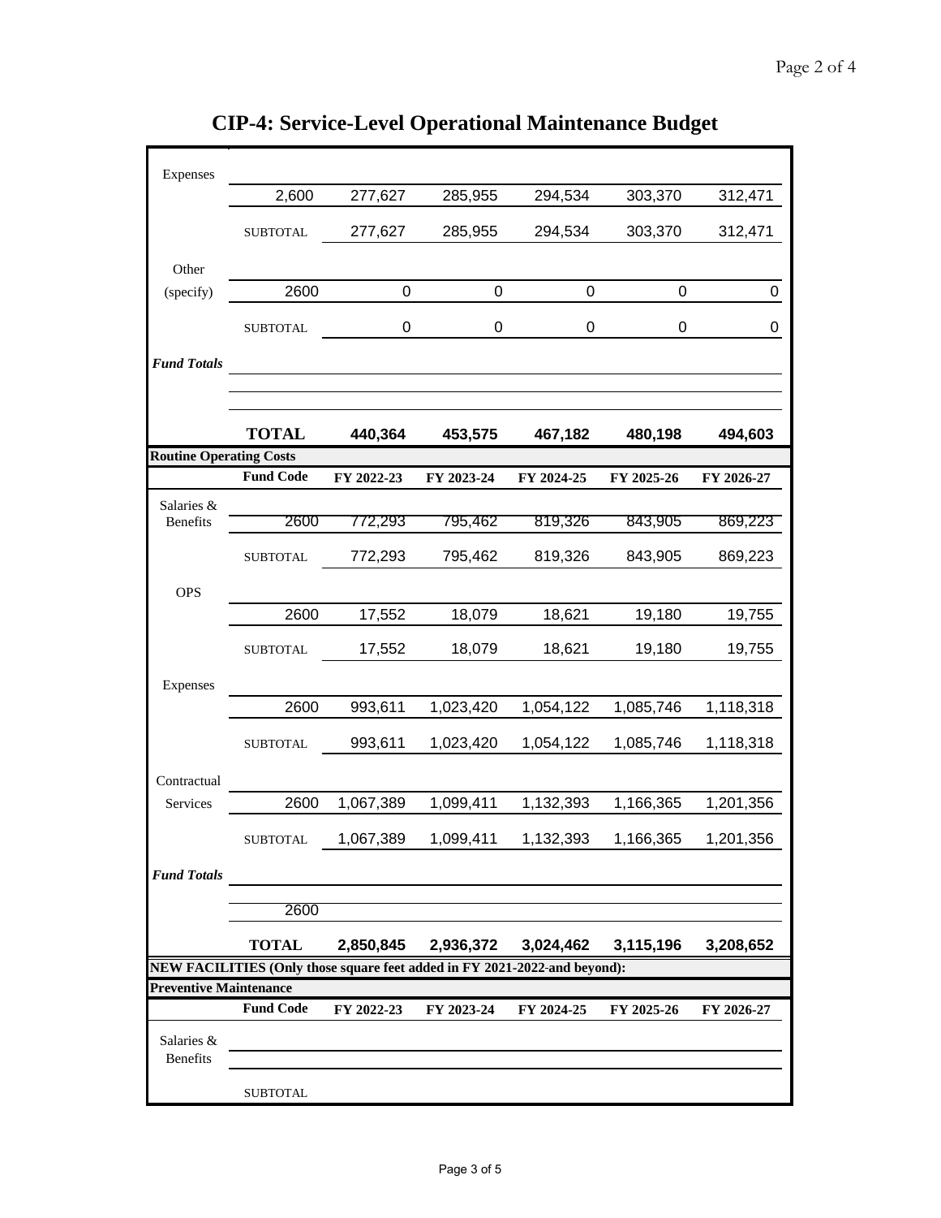## CIP-4: Service-Level Operational Maintenance Budget

| | | | | | | |
|---|---|---|---|---|---|---|
| Expenses | | | | | | |
| | 2,600 | 277,627 | 285,955 | 294,534 | 303,370 | 312,471 |
| | SUBTOTAL | 277,627 | 285,955 | 294,534 | 303,370 | 312,471 |
| Other (specify) | 2600 | 0 | 0 | 0 | 0 | 0 |
| | SUBTOTAL | 0 | 0 | 0 | 0 | 0 |
| ***Fund Totals*** | | | | | | |
| | **TOTAL** | **440,364** | **453,575** | **467,182** | **480,198** | **494,603** |

**Routine Operating Costs**

| | Fund Code | FY 2022-23 | FY 2023-24 | FY 2024-25 | FY 2025-26 | FY 2026-27 |
|---|---|---|---|---|---|---|
| Salaries & Benefits | 2600 | 772,293 | 795,462 | 819,326 | 843,905 | 869,223 |
| | SUBTOTAL | 772,293 | 795,462 | 819,326 | 843,905 | 869,223 |
| OPS | | | | | | |
| | 2600 | 17,552 | 18,079 | 18,621 | 19,180 | 19,755 |
| | SUBTOTAL | 17,552 | 18,079 | 18,621 | 19,180 | 19,755 |
| Expenses | | | | | | |
| | 2600 | 993,611 | 1,023,420 | 1,054,122 | 1,085,746 | 1,118,318 |
| | SUBTOTAL | 993,611 | 1,023,420 | 1,054,122 | 1,085,746 | 1,118,318 |
| Contractual Services | 2600 | 1,067,389 | 1,099,411 | 1,132,393 | 1,166,365 | 1,201,356 |
| | SUBTOTAL | 1,067,389 | 1,099,411 | 1,132,393 | 1,166,365 | 1,201,356 |
| ***Fund Totals*** | | | | | | |
| | 2600 | | | | | |
| | **TOTAL** | **2,850,845** | **2,936,372** | **3,024,462** | **3,115,196** | **3,208,652** |

**NEW FACILITIES (Only those square feet added in FY 2021-2022-and beyond):**

**Preventive Maintenance**

| | Fund Code | FY 2022-23 | FY 2023-24 | FY 2024-25 | FY 2025-26 | FY 2026-27 |
|---|---|---|---|---|---|---|
| Salaries & Benefits | | | | | | |
| | SUBTOTAL | | | | | |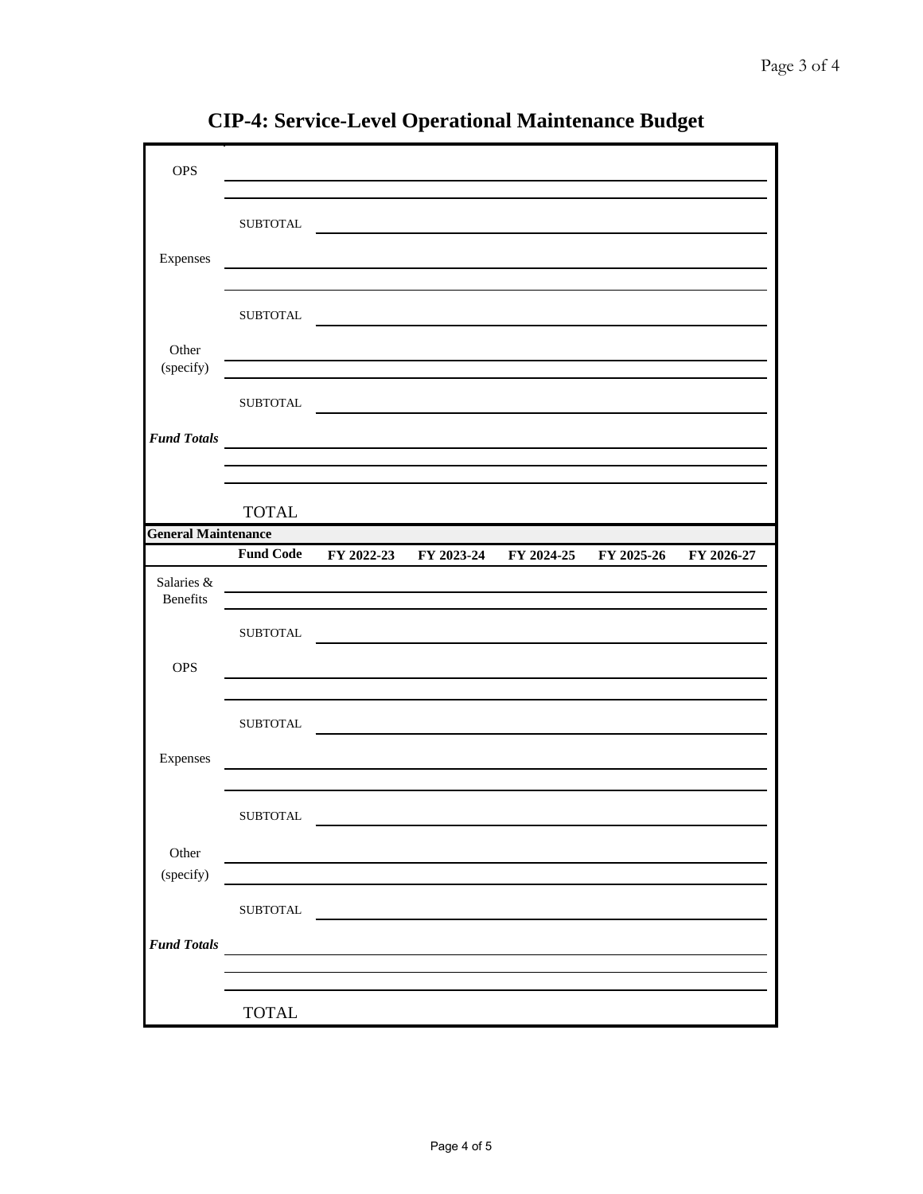# CIP-4: Service-Level Operational Maintenance Budget

| | | | | | | |
|---|---|---|---|---|---|---|
| OPS | | | | | | |
| | | | | | | |
| | SUBTOTAL | | | | | |
| Expenses | | | | | | |
| | | | | | | |
| | SUBTOTAL | | | | | |
| Other (specify) | | | | | | |
| | | | | | | |
| | SUBTOTAL | | | | | |
| ***Fund Totals*** | | | | | | |
| | | | | | | |
| | | | | | | |
| | TOTAL | | | | | |

**General Maintenance**

| | Fund Code | FY 2022-23 | FY 2023-24 | FY 2024-25 | FY 2025-26 | FY 2026-27 |
|---|---|---|---|---|---|---|
| Salaries & Benefits | | | | | | |
| | | | | | | |
| | SUBTOTAL | | | | | |
| OPS | | | | | | |
| | | | | | | |
| | SUBTOTAL | | | | | |
| Expenses | | | | | | |
| | | | | | | |
| | SUBTOTAL | | | | | |
| Other (specify) | | | | | | |
| | | | | | | |
| | SUBTOTAL | | | | | |
| ***Fund Totals*** | | | | | | |
| | | | | | | |
| | | | | | | |
| | TOTAL | | | | | |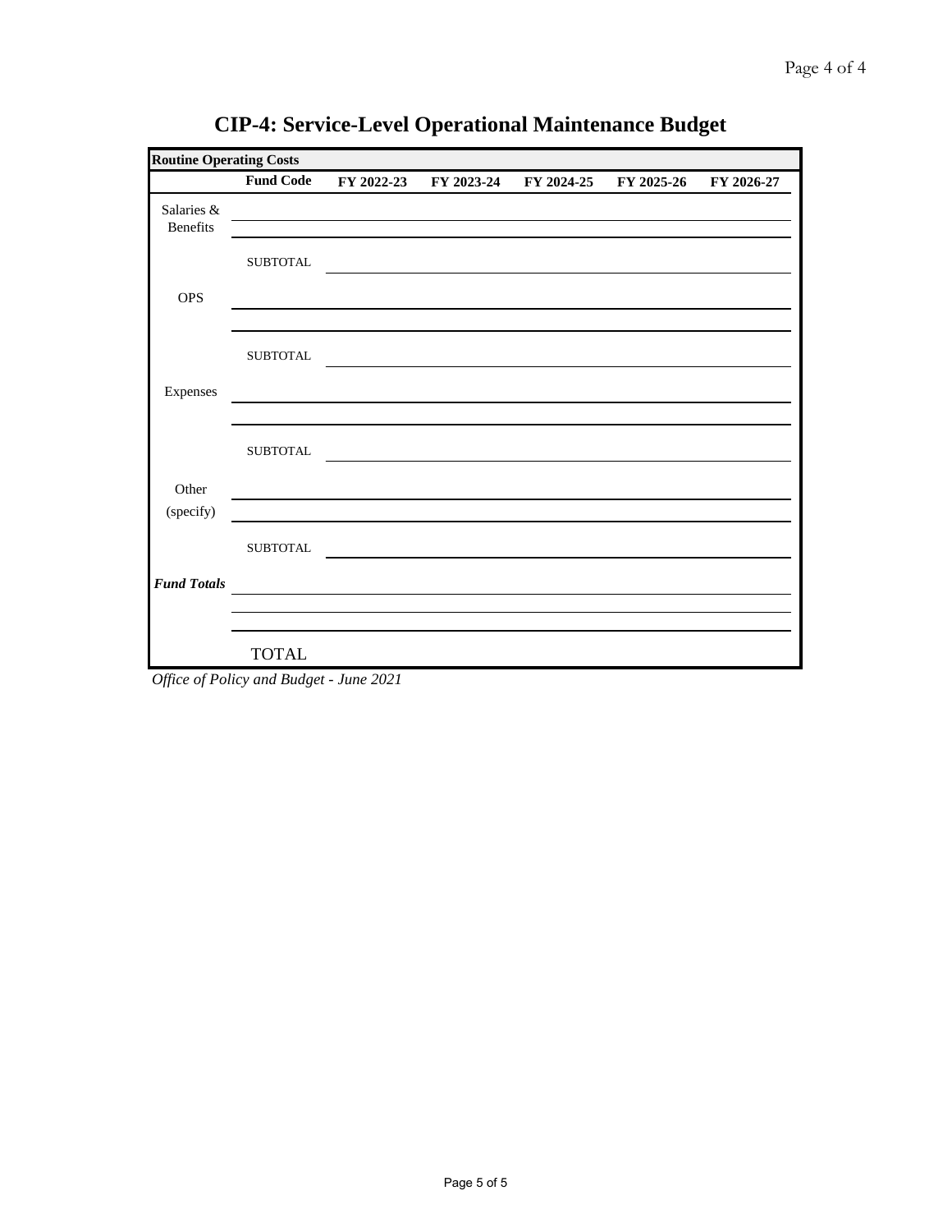# CIP-4: Service-Level Operational Maintenance Budget

| Routine Operating Costs | | | | | | |
|---|---|---|---|---|---|---|
| | **Fund Code** | **FY 2022-23** | **FY 2023-24** | **FY 2024-25** | **FY 2025-26** | **FY 2026-27** |
| Salaries & Benefits | | | | | | |
| | | | | | | |
| | SUBTOTAL | | | | | |
| OPS | | | | | | |
| | | | | | | |
| | SUBTOTAL | | | | | |
| Expenses | | | | | | |
| | | | | | | |
| | SUBTOTAL | | | | | |
| Other (specify) | | | | | | |
| | | | | | | |
| | SUBTOTAL | | | | | |
| ***Fund Totals*** | | | | | | |
| | | | | | | |
| | | | | | | |
| | TOTAL | | | | | |

*Office of Policy and Budget - June 2021*